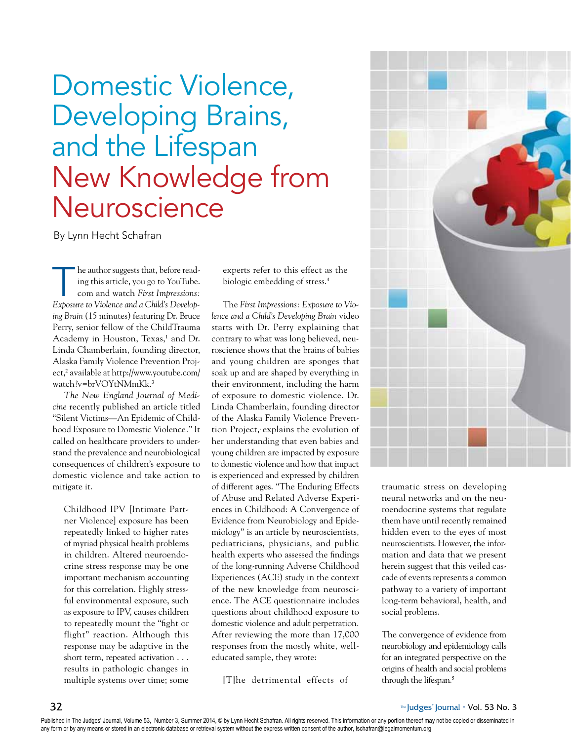# Domestic Violence, Developing Brains, and the Lifespan

## New Knowledge from Neuroscience

By Lynn Hecht Schafran

The author suggests that, before reading this article, you go to YouTube.com and watch *First Impressions: Exposure to Violence and a Child's Developing Brain* (15 minutes) featuring Dr. Bruce Perry, senior fellow of the ChildTrauma Academy in Houston, Texas,[1] and Dr. Linda Chamberlain, founding director, Alaska Family Violence Prevention Project,[2] available at http://www.youtube.com/watch?v=brVOYtNMmKk.[3]

*The New England Journal of Medicine* recently published an article titled "Silent Victims—An Epidemic of Childhood Exposure to Domestic Violence." It called on healthcare providers to understand the prevalence and neurobiological consequences of children's exposure to domestic violence and take action to mitigate it.

> Childhood IPV [Intimate Partner Violence] exposure has been repeatedly linked to higher rates of myriad physical health problems in children. Altered neuroendocrine stress response may be one important mechanism accounting for this correlation. Highly stressful environmental exposure, such as exposure to IPV, causes children to repeatedly mount the "fight or flight" reaction. Although this response may be adaptive in the short term, repeated activation . . . results in pathologic changes in multiple systems over time; some experts refer to this effect as the biologic embedding of stress.[4]

The *First Impressions: Exposure to Violence and a Child's Developing Brain* video starts with Dr. Perry explaining that contrary to what was long believed, neuroscience shows that the brains of babies and young children are sponges that soak up and are shaped by everything in their environment, including the harm of exposure to domestic violence. Dr. Linda Chamberlain, founding director of the Alaska Family Violence Prevention Project, explains the evolution of her understanding that even babies and young children are impacted by exposure to domestic violence and how that impact is experienced and expressed by children of different ages. "The Enduring Effects of Abuse and Related Adverse Experiences in Childhood: A Convergence of Evidence from Neurobiology and Epidemiology" is an article by neuroscientists, pediatricians, physicians, and public health experts who assessed the findings of the long-running Adverse Childhood Experiences (ACE) study in the context of the new knowledge from neuroscience. The ACE questionnaire includes questions about childhood exposure to domestic violence and adult perpetration. After reviewing the more than 17,000 responses from the mostly white, well-educated sample, they wrote:

> [T]he detrimental effects of traumatic stress on developing neural networks and on the neuroendocrine systems that regulate them have until recently remained hidden even to the eyes of most neuroscientists. However, the information and data that we present herein suggest that this veiled cascade of events represents a common pathway to a variety of important long-term behavioral, health, and social problems.
>
> The convergence of evidence from neurobiology and epidemiology calls for an integrated perspective on the origins of health and social problems through the lifespan.[5]

Published in The Judges' Journal, Volume 53, Number 3, Summer 2014, © by Lynn Hecht Schafran. All rights reserved. This information or any portion thereof may not be copied or disseminated in any form or by any means or stored in an electronic database or retrieval system without the express written consent of the author, lschafran@legalmomentum.org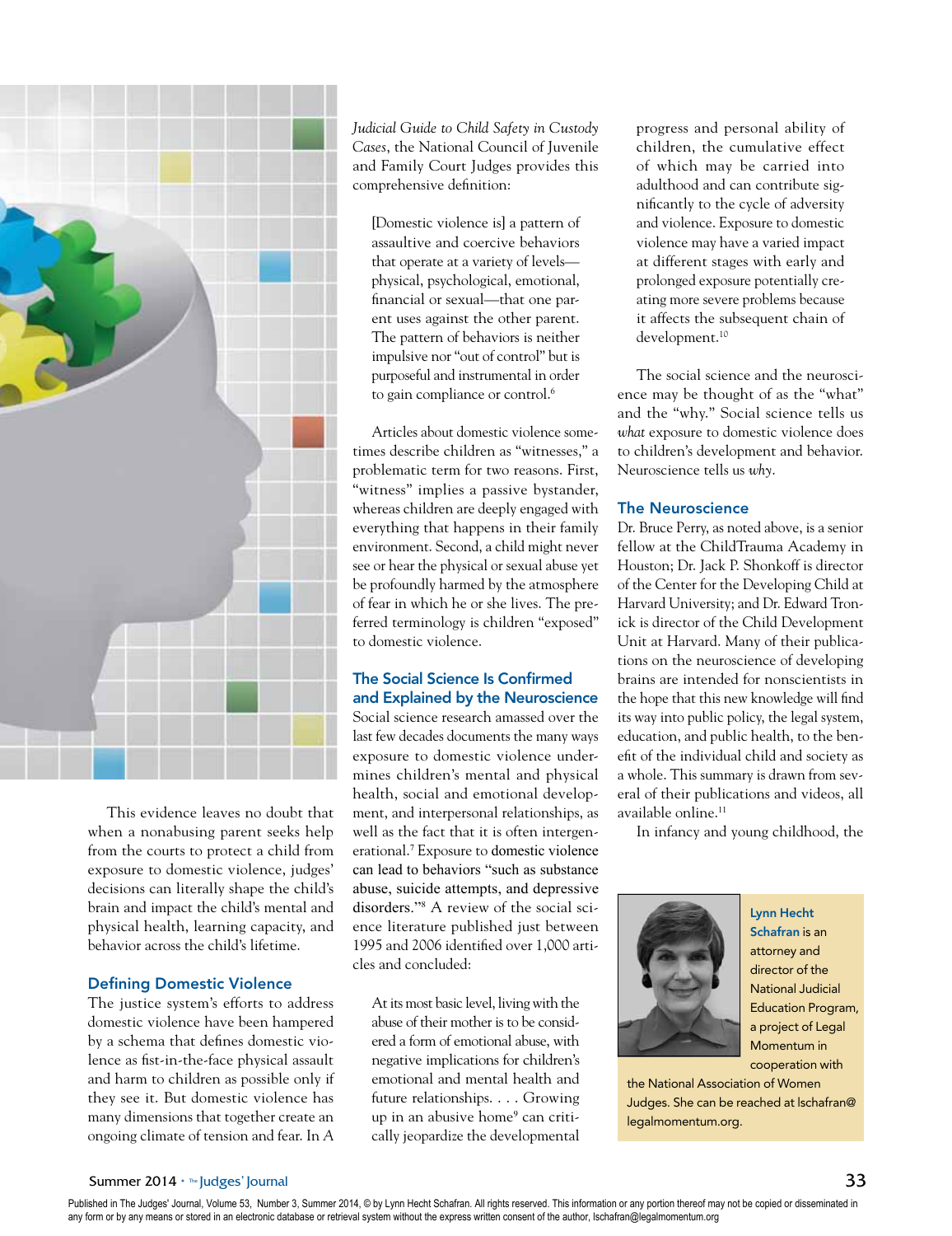This evidence leaves no doubt that when a nonabusing parent seeks help from the courts to protect a child from exposure to domestic violence, judges' decisions can literally shape the child's brain and impact the child's mental and physical health, learning capacity, and behavior across the child's lifetime.

## Defining Domestic Violence

The justice system's efforts to address domestic violence have been hampered by a schema that defines domestic violence as fist-in-the-face physical assault and harm to children as possible only if they see it. But domestic violence has many dimensions that together create an ongoing climate of tension and fear. In *A Judicial Guide to Child Safety in Custody Cases*, the National Council of Juvenile and Family Court Judges provides this comprehensive definition:

> [Domestic violence is] a pattern of assaultive and coercive behaviors that operate at a variety of levels—physical, psychological, emotional, financial or sexual—that one parent uses against the other parent. The pattern of behaviors is neither impulsive nor "out of control" but is purposeful and instrumental in order to gain compliance or control.[6]

Articles about domestic violence sometimes describe children as "witnesses," a problematic term for two reasons. First, "witness" implies a passive bystander, whereas children are deeply engaged with everything that happens in their family environment. Second, a child might never see or hear the physical or sexual abuse yet be profoundly harmed by the atmosphere of fear in which he or she lives. The preferred terminology is children "exposed" to domestic violence.

## The Social Science Is Confirmed and Explained by the Neuroscience

Social science research amassed over the last few decades documents the many ways exposure to domestic violence undermines children's mental and physical health, social and emotional development, and interpersonal relationships, as well as the fact that it is often intergenerational.[7] Exposure to domestic violence can lead to behaviors "such as substance abuse, suicide attempts, and depressive disorders."[8] A review of the social science literature published just between 1995 and 2006 identified over 1,000 articles and concluded:

> At its most basic level, living with the abuse of their mother is to be considered a form of emotional abuse, with negative implications for children's emotional and mental health and future relationships. . . . Growing up in an abusive home[9] can critically jeopardize the developmental progress and personal ability of children, the cumulative effect of which may be carried into adulthood and can contribute significantly to the cycle of adversity and violence. Exposure to domestic violence may have a varied impact at different stages with early and prolonged exposure potentially creating more severe problems because it affects the subsequent chain of development.[10]

The social science and the neuroscience may be thought of as the "what" and the "why." Social science tells us *what* exposure to domestic violence does to children's development and behavior. Neuroscience tells us *why*.

## The Neuroscience

Dr. Bruce Perry, as noted above, is a senior fellow at the ChildTrauma Academy in Houston; Dr. Jack P. Shonkoff is director of the Center for the Developing Child at Harvard University; and Dr. Edward Tronick is director of the Child Development Unit at Harvard. Many of their publications on the neuroscience of developing brains are intended for nonscientists in the hope that this new knowledge will find its way into public policy, the legal system, education, and public health, to the benefit of the individual child and society as a whole. This summary is drawn from several of their publications and videos, all available online.[11]

In infancy and young childhood, the

**Lynn Hecht Schafran** is an attorney and director of the National Judicial Education Program, a project of Legal Momentum in cooperation with the National Association of Women Judges. She can be reached at lschafran@legalmomentum.org.

Published in The Judges' Journal, Volume 53, Number 3, Summer 2014, © by Lynn Hecht Schafran. All rights reserved. This information or any portion thereof may not be copied or disseminated in any form or by any means or stored in an electronic database or retrieval system without the express written consent of the author, lschafran@legalmomentum.org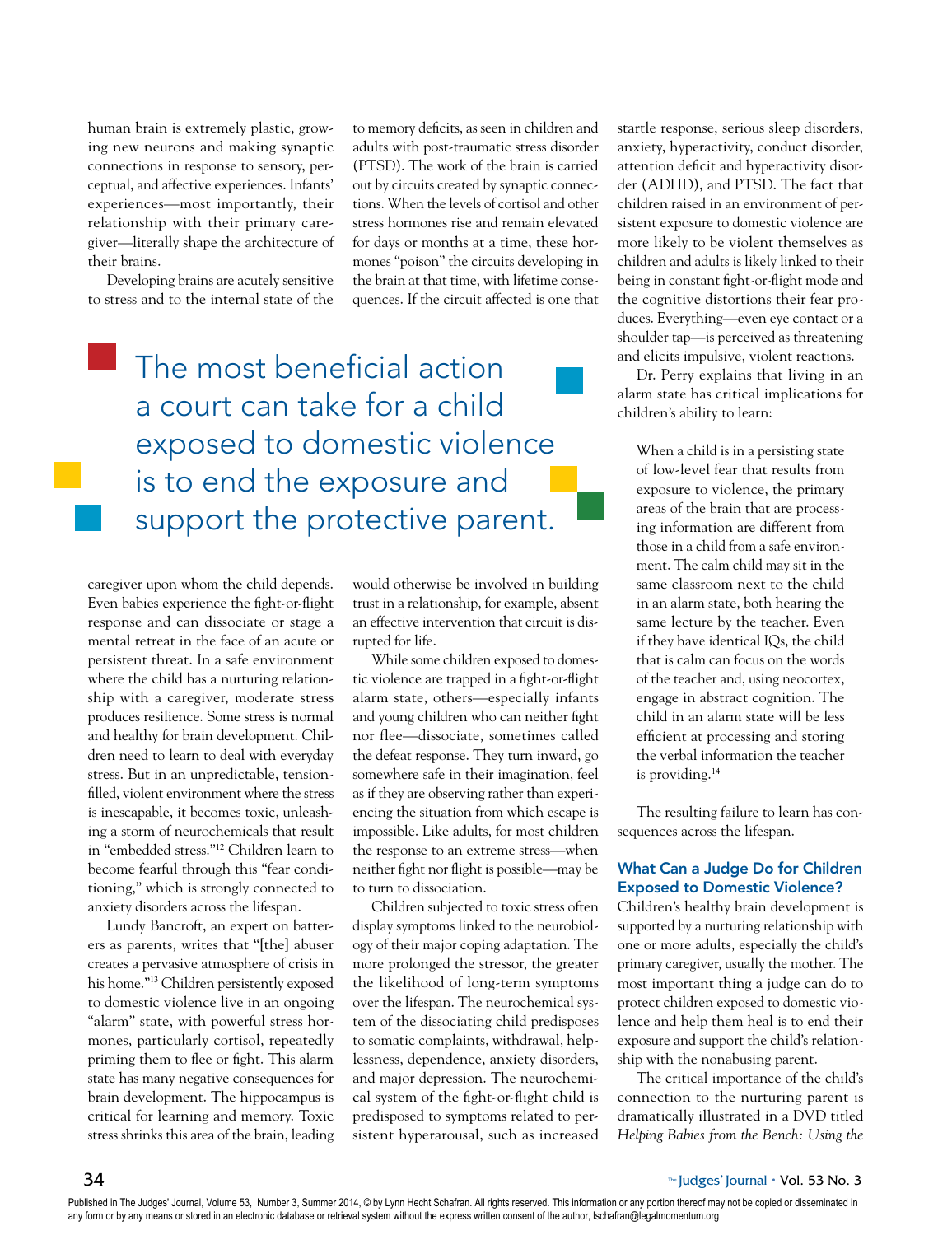human brain is extremely plastic, growing new neurons and making synaptic connections in response to sensory, perceptual, and affective experiences. Infants' experiences—most importantly, their relationship with their primary caregiver—literally shape the architecture of their brains.

Developing brains are acutely sensitive to stress and to the internal state of the caregiver upon whom the child depends. Even babies experience the fight-or-flight response and can dissociate or stage a mental retreat in the face of an acute or persistent threat. In a safe environment where the child has a nurturing relationship with a caregiver, moderate stress produces resilience. Some stress is normal and healthy for brain development. Children need to learn to deal with everyday stress. But in an unpredictable, tension-filled, violent environment where the stress is inescapable, it becomes toxic, unleashing a storm of neurochemicals that result in "embedded stress."[12] Children learn to become fearful through this "fear conditioning," which is strongly connected to anxiety disorders across the lifespan.

Lundy Bancroft, an expert on batterers as parents, writes that "[the] abuser creates a pervasive atmosphere of crisis in his home."[13] Children persistently exposed to domestic violence live in an ongoing "alarm" state, with powerful stress hormones, particularly cortisol, repeatedly priming them to flee or fight. This alarm state has many negative consequences for brain development. The hippocampus is critical for learning and memory. Toxic stress shrinks this area of the brain, leading to memory deficits, as seen in children and adults with post-traumatic stress disorder (PTSD). The work of the brain is carried out by circuits created by synaptic connections. When the levels of cortisol and other stress hormones rise and remain elevated for days or months at a time, these hormones "poison" the circuits developing in the brain at that time, with lifetime consequences. If the circuit affected is one that would otherwise be involved in building trust in a relationship, for example, absent an effective intervention that circuit is disrupted for life.

> The most beneficial action a court can take for a child exposed to domestic violence is to end the exposure and support the protective parent.

While some children exposed to domestic violence are trapped in a fight-or-flight alarm state, others—especially infants and young children who can neither fight nor flee—dissociate, sometimes called the defeat response. They turn inward, go somewhere safe in their imagination, feel as if they are observing rather than experiencing the situation from which escape is impossible. Like adults, for most children the response to an extreme stress—when neither fight nor flight is possible—may be to turn to dissociation.

Children subjected to toxic stress often display symptoms linked to the neurobiology of their major coping adaptation. The more prolonged the stressor, the greater the likelihood of long-term symptoms over the lifespan. The neurochemical system of the dissociating child predisposes to somatic complaints, withdrawal, helplessness, dependence, anxiety disorders, and major depression. The neurochemical system of the fight-or-flight child is predisposed to symptoms related to persistent hyperarousal, such as increased startle response, serious sleep disorders, anxiety, hyperactivity, conduct disorder, attention deficit and hyperactivity disorder (ADHD), and PTSD. The fact that children raised in an environment of persistent exposure to domestic violence are more likely to be violent themselves as children and adults is likely linked to their being in constant fight-or-flight mode and the cognitive distortions their fear produces. Everything—even eye contact or a shoulder tap—is perceived as threatening and elicits impulsive, violent reactions.

Dr. Perry explains that living in an alarm state has critical implications for children's ability to learn:

> When a child is in a persisting state of low-level fear that results from exposure to violence, the primary areas of the brain that are processing information are different from those in a child from a safe environment. The calm child may sit in the same classroom next to the child in an alarm state, both hearing the same lecture by the teacher. Even if they have identical IQs, the child that is calm can focus on the words of the teacher and, using neocortex, engage in abstract cognition. The child in an alarm state will be less efficient at processing and storing the verbal information the teacher is providing.[14]

The resulting failure to learn has consequences across the lifespan.

### What Can a Judge Do for Children Exposed to Domestic Violence?

Children's healthy brain development is supported by a nurturing relationship with one or more adults, especially the child's primary caregiver, usually the mother. The most important thing a judge can do to protect children exposed to domestic violence and help them heal is to end their exposure and support the child's relationship with the nonabusing parent.

The critical importance of the child's connection to the nurturing parent is dramatically illustrated in a DVD titled *Helping Babies from the Bench: Using the*

Published in The Judges' Journal, Volume 53, Number 3, Summer 2014, © by Lynn Hecht Schafran. All rights reserved. This information or any portion thereof may not be copied or disseminated in any form or by any means or stored in an electronic database or retrieval system without the express written consent of the author, lschafran@legalmomentum.org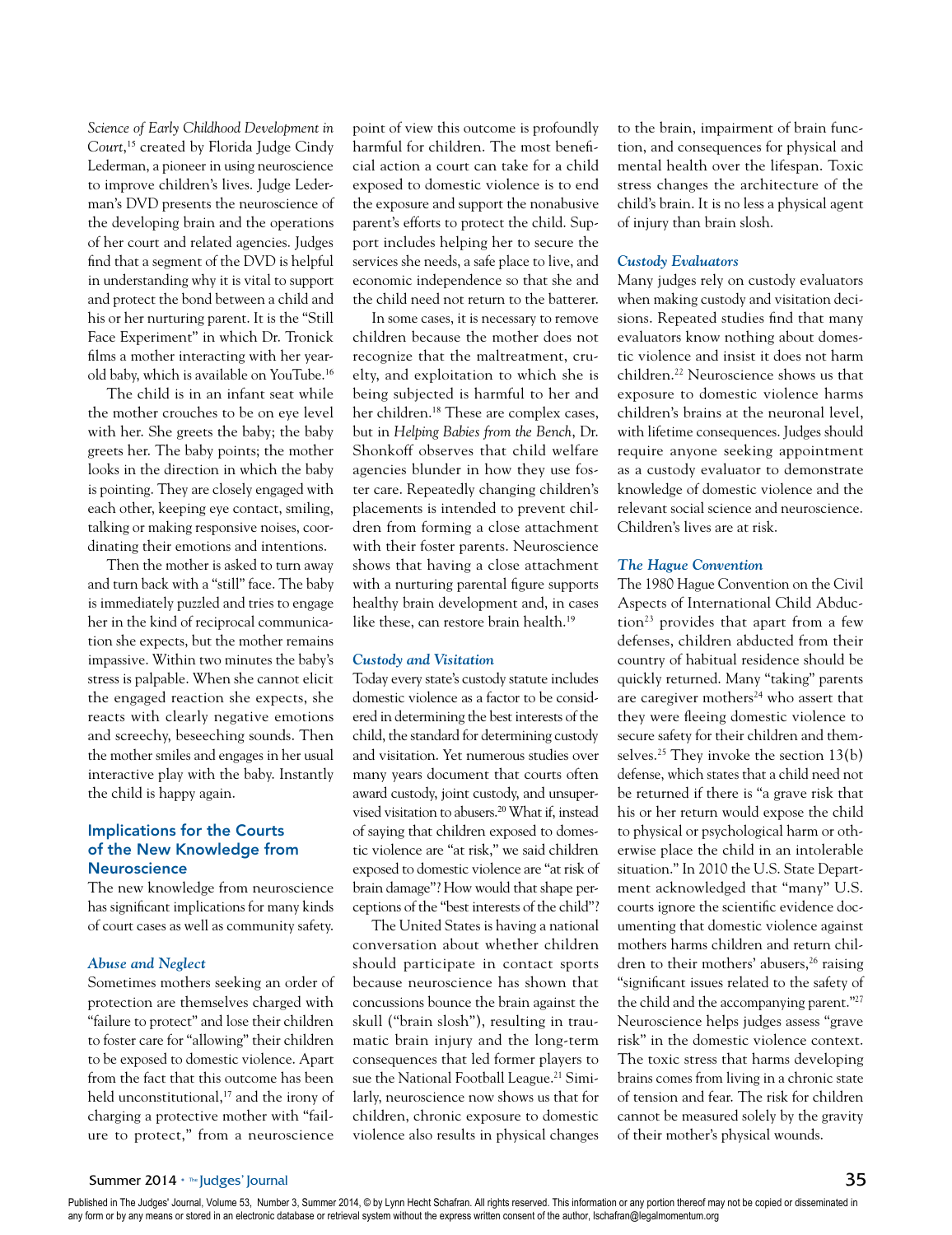*Science of Early Childhood Development in Court*,[15] created by Florida Judge Cindy Lederman, a pioneer in using neuroscience to improve children's lives. Judge Lederman's DVD presents the neuroscience of the developing brain and the operations of her court and related agencies. Judges find that a segment of the DVD is helpful in understanding why it is vital to support and protect the bond between a child and his or her nurturing parent. It is the "Still Face Experiment" in which Dr. Tronick films a mother interacting with her year-old baby, which is available on YouTube.[16]

The child is in an infant seat while the mother crouches to be on eye level with her. She greets the baby; the baby greets her. The baby points; the mother looks in the direction in which the baby is pointing. They are closely engaged with each other, keeping eye contact, smiling, talking or making responsive noises, coordinating their emotions and intentions.

Then the mother is asked to turn away and turn back with a "still" face. The baby is immediately puzzled and tries to engage her in the kind of reciprocal communication she expects, but the mother remains impassive. Within two minutes the baby's stress is palpable. When she cannot elicit the engaged reaction she expects, she reacts with clearly negative emotions and screechy, beseeching sounds. Then the mother smiles and engages in her usual interactive play with the baby. Instantly the child is happy again.

## Implications for the Courts of the New Knowledge from Neuroscience

The new knowledge from neuroscience has significant implications for many kinds of court cases as well as community safety.

### *Abuse and Neglect*

Sometimes mothers seeking an order of protection are themselves charged with "failure to protect" and lose their children to foster care for "allowing" their children to be exposed to domestic violence. Apart from the fact that this outcome has been held unconstitutional,[17] and the irony of charging a protective mother with "failure to protect," from a neuroscience point of view this outcome is profoundly harmful for children. The most beneficial action a court can take for a child exposed to domestic violence is to end the exposure and support the nonabusive parent's efforts to protect the child. Support includes helping her to secure the services she needs, a safe place to live, and economic independence so that she and the child need not return to the batterer.

In some cases, it is necessary to remove children because the mother does not recognize that the maltreatment, cruelty, and exploitation to which she is being subjected is harmful to her and her children.[18] These are complex cases, but in *Helping Babies from the Bench*, Dr. Shonkoff observes that child welfare agencies blunder in how they use foster care. Repeatedly changing children's placements is intended to prevent children from forming a close attachment with their foster parents. Neuroscience shows that having a close attachment with a nurturing parental figure supports healthy brain development and, in cases like these, can restore brain health.[19]

### *Custody and Visitation*

Today every state's custody statute includes domestic violence as a factor to be considered in determining the best interests of the child, the standard for determining custody and visitation. Yet numerous studies over many years document that courts often award custody, joint custody, and unsupervised visitation to abusers.[20] What if, instead of saying that children exposed to domestic violence are "at risk," we said children exposed to domestic violence are "at risk of brain damage"? How would that shape perceptions of the "best interests of the child"?

The United States is having a national conversation about whether children should participate in contact sports because neuroscience has shown that concussions bounce the brain against the skull ("brain slosh"), resulting in traumatic brain injury and the long-term consequences that led former players to sue the National Football League.[21] Similarly, neuroscience now shows us that for children, chronic exposure to domestic violence also results in physical changes to the brain, impairment of brain function, and consequences for physical and mental health over the lifespan. Toxic stress changes the architecture of the child's brain. It is no less a physical agent of injury than brain slosh.

### *Custody Evaluators*

Many judges rely on custody evaluators when making custody and visitation decisions. Repeated studies find that many evaluators know nothing about domestic violence and insist it does not harm children.[22] Neuroscience shows us that exposure to domestic violence harms children's brains at the neuronal level, with lifetime consequences. Judges should require anyone seeking appointment as a custody evaluator to demonstrate knowledge of domestic violence and the relevant social science and neuroscience. Children's lives are at risk.

### *The Hague Convention*

The 1980 Hague Convention on the Civil Aspects of International Child Abduction[23] provides that apart from a few defenses, children abducted from their country of habitual residence should be quickly returned. Many "taking" parents are caregiver mothers[24] who assert that they were fleeing domestic violence to secure safety for their children and themselves.[25] They invoke the section 13(b) defense, which states that a child need not be returned if there is "a grave risk that his or her return would expose the child to physical or psychological harm or otherwise place the child in an intolerable situation." In 2010 the U.S. State Department acknowledged that "many" U.S. courts ignore the scientific evidence documenting that domestic violence against mothers harms children and return children to their mothers' abusers,[26] raising "significant issues related to the safety of the child and the accompanying parent."[27] Neuroscience helps judges assess "grave risk" in the domestic violence context. The toxic stress that harms developing brains comes from living in a chronic state of tension and fear. The risk for children cannot be measured solely by the gravity of their mother's physical wounds.

Published in The Judges' Journal, Volume 53, Number 3, Summer 2014, © by Lynn Hecht Schafran. All rights reserved. This information or any portion thereof may not be copied or disseminated in any form or by any means or stored in an electronic database or retrieval system without the express written consent of the author, lschafran@legalmomentum.org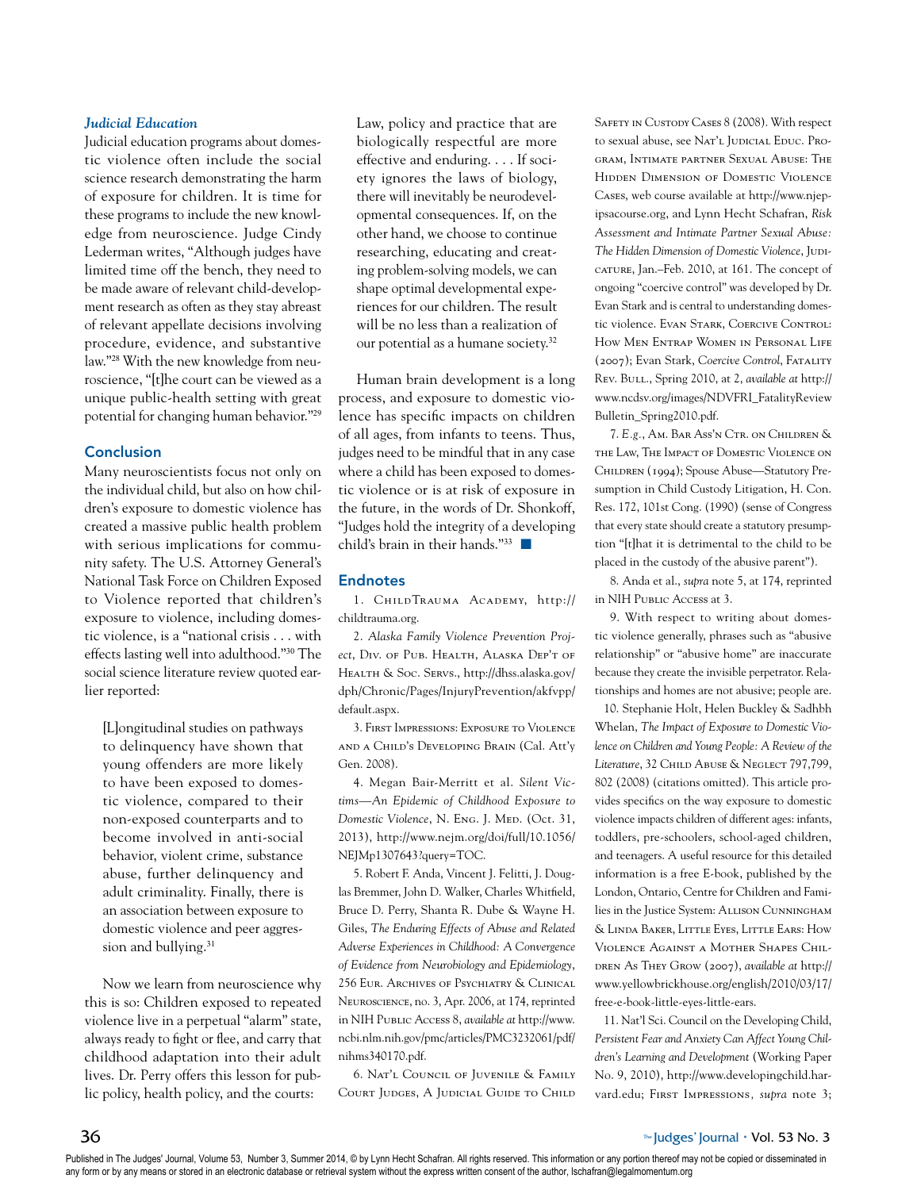### *Judicial Education*

Judicial education programs about domestic violence often include the social science research demonstrating the harm of exposure for children. It is time for these programs to include the new knowledge from neuroscience. Judge Cindy Lederman writes, "Although judges have limited time off the bench, they need to be made aware of relevant child-development research as often as they stay abreast of relevant appellate decisions involving procedure, evidence, and substantive law."[28] With the new knowledge from neuroscience, "[t]he court can be viewed as a unique public-health setting with great potential for changing human behavior."[29]

## Conclusion

Many neuroscientists focus not only on the individual child, but also on how children's exposure to domestic violence has created a massive public health problem with serious implications for community safety. The U.S. Attorney General's National Task Force on Children Exposed to Violence reported that children's exposure to violence, including domestic violence, is a "national crisis . . . with effects lasting well into adulthood."[30] The social science literature review quoted earlier reported:

> [L]ongitudinal studies on pathways to delinquency have shown that young offenders are more likely to have been exposed to domestic violence, compared to their non-exposed counterparts and to become involved in anti-social behavior, violent crime, substance abuse, further delinquency and adult criminality. Finally, there is an association between exposure to domestic violence and peer aggression and bullying.[31]

Now we learn from neuroscience why this is so: Children exposed to repeated violence live in a perpetual "alarm" state, always ready to fight or flee, and carry that childhood adaptation into their adult lives. Dr. Perry offers this lesson for public policy, health policy, and the courts:

> Law, policy and practice that are biologically respectful are more effective and enduring. . . . If society ignores the laws of biology, there will inevitably be neurodevelopmental consequences. If, on the other hand, we choose to continue researching, educating and creating problem-solving models, we can shape optimal developmental experiences for our children. The result will be no less than a realization of our potential as a humane society.[32]

Human brain development is a long process, and exposure to domestic violence has specific impacts on children of all ages, from infants to teens. Thus, judges need to be mindful that in any case where a child has been exposed to domestic violence or is at risk of exposure in the future, in the words of Dr. Shonkoff, "Judges hold the integrity of a developing child's brain in their hands."[33] ■

## Endnotes

1. ChildTrauma Academy, http://childtrauma.org.

2. *Alaska Family Violence Prevention Project*, Div. of Pub. Health, Alaska Dep't of Health & Soc. Servs., http://dhss.alaska.gov/dph/Chronic/Pages/InjuryPrevention/akfvpp/default.aspx.

3. First Impressions: Exposure to Violence and a Child's Developing Brain (Cal. Att'y Gen. 2008).

4. Megan Bair-Merritt et al. *Silent Victims—An Epidemic of Childhood Exposure to Domestic Violence*, N. Eng. J. Med. (Oct. 31, 2013), http://www.nejm.org/doi/full/10.1056/NEJMp1307643?query=TOC.

5. Robert F. Anda, Vincent J. Felitti, J. Douglas Bremmer, John D. Walker, Charles Whitfield, Bruce D. Perry, Shanta R. Dube & Wayne H. Giles, *The Enduring Effects of Abuse and Related Adverse Experiences in Childhood: A Convergence of Evidence from Neurobiology and Epidemiology*, 256 Eur. Archives of Psychiatry & Clinical Neuroscience, no. 3, Apr. 2006, at 174, reprinted in NIH Public Access 8, *available at* http://www.ncbi.nlm.nih.gov/pmc/articles/PMC3232061/pdf/nihms340170.pdf.

6. Nat'l Council of Juvenile & Family Court Judges, A Judicial Guide to Child Safety in Custody Cases 8 (2008). With respect to sexual abuse, see Nat'l Judicial Educ. Program, Intimate partner Sexual Abuse: The Hidden Dimension of Domestic Violence Cases, web course available at http://www.njep-ipsacourse.org, and Lynn Hecht Schafran, *Risk Assessment and Intimate Partner Sexual Abuse: The Hidden Dimension of Domestic Violence*, Judicature, Jan.–Feb. 2010, at 161. The concept of ongoing "coercive control" was developed by Dr. Evan Stark and is central to understanding domestic violence. Evan Stark, Coercive Control: How Men Entrap Women in Personal Life (2007); Evan Stark, *Coercive Control*, Fatality Rev. Bull., Spring 2010, at 2, *available at* http://www.ncdsv.org/images/NDVFRI_FatalityReviewBulletin_Spring2010.pdf.

7. *E.g.*, Am. Bar Ass'n Ctr. on Children & the Law, The Impact of Domestic Violence on Children (1994); Spouse Abuse—Statutory Presumption in Child Custody Litigation, H. Con. Res. 172, 101st Cong. (1990) (sense of Congress that every state should create a statutory presumption "[t]hat it is detrimental to the child to be placed in the custody of the abusive parent").

8. Anda et al., *supra* note 5, at 174, reprinted in NIH Public Access at 3.

9. With respect to writing about domestic violence generally, phrases such as "abusive relationship" or "abusive home" are inaccurate because they create the invisible perpetrator. Relationships and homes are not abusive; people are.

10. Stephanie Holt, Helen Buckley & Sadhbh Whelan, *The Impact of Exposure to Domestic Violence on Children and Young People: A Review of the Literature*, 32 Child Abuse & Neglect 797,799, 802 (2008) (citations omitted). This article provides specifics on the way exposure to domestic violence impacts children of different ages: infants, toddlers, pre-schoolers, school-aged children, and teenagers. A useful resource for this detailed information is a free E-book, published by the London, Ontario, Centre for Children and Families in the Justice System: Allison Cunningham & Linda Baker, Little Eyes, Little Ears: How Violence Against a Mother Shapes Children As They Grow (2007), *available at* http://www.yellowbrickhouse.org/english/2010/03/17/free-e-book-little-eyes-little-ears.

11. Nat'l Sci. Council on the Developing Child, *Persistent Fear and Anxiety Can Affect Young Children's Learning and Development* (Working Paper No. 9, 2010), http://www.developingchild.harvard.edu; First Impressions, *supra* note 3;

Published in The Judges' Journal, Volume 53, Number 3, Summer 2014, © by Lynn Hecht Schafran. All rights reserved. This information or any portion thereof may not be copied or disseminated in any form or by any means or stored in an electronic database or retrieval system without the express written consent of the author, lschafran@legalmomentum.org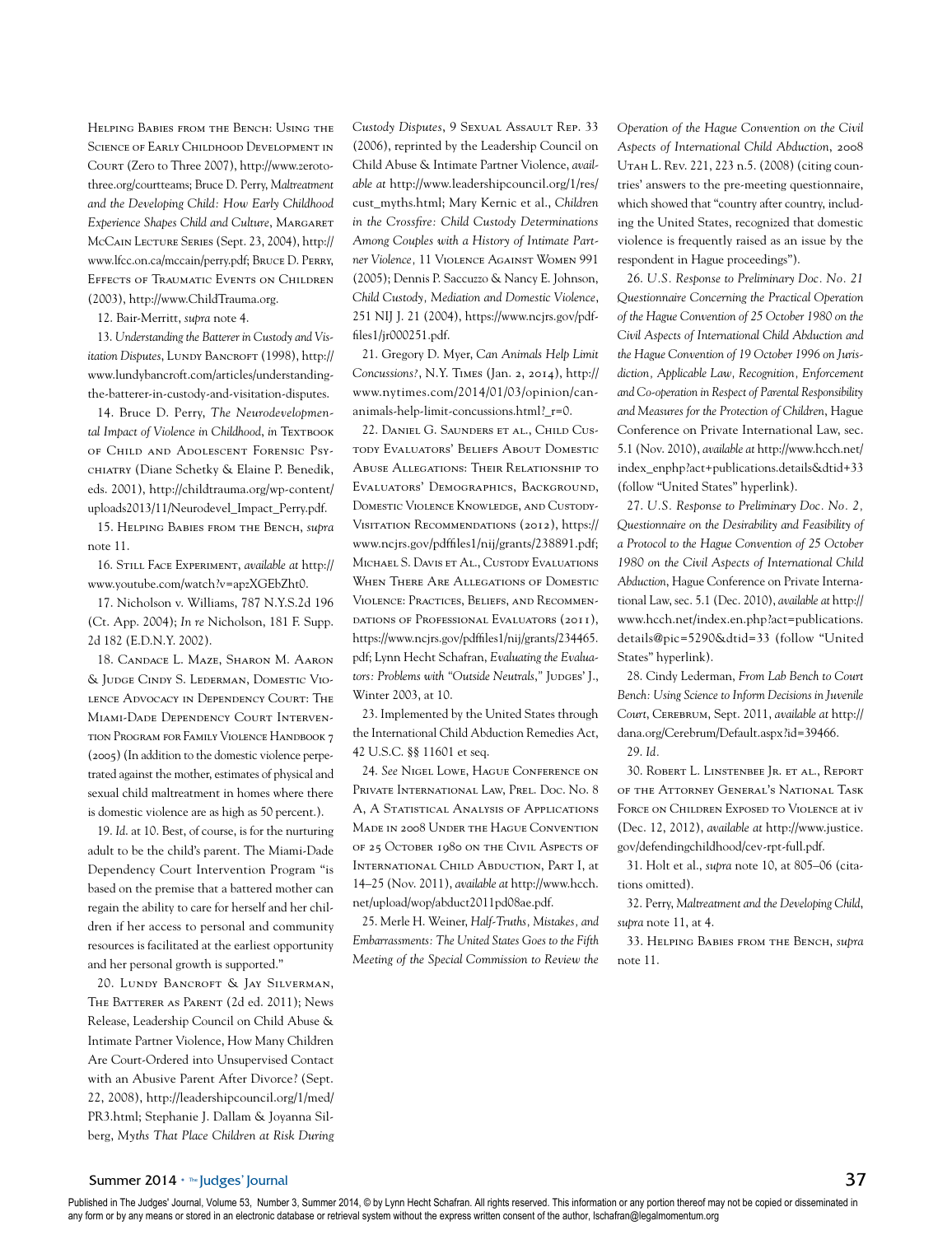Helping Babies from the Bench: Using the Science of Early Childhood Development in Court (Zero to Three 2007), http://www.zerotothree.org/courtteams; Bruce D. Perry, *Maltreatment and the Developing Child: How Early Childhood Experience Shapes Child and Culture*, Margaret McCain Lecture Series (Sept. 23, 2004), http://www.lfcc.on.ca/mccain/perry.pdf; Bruce D. Perry, Effects of Traumatic Events on Children (2003), http://www.ChildTrauma.org.

12. Bair-Merritt, *supra* note 4.

13. *Understanding the Batterer in Custody and Visitation Disputes*, Lundy Bancroft (1998), http://www.lundybancroft.com/articles/understanding-the-batterer-in-custody-and-visitation-disputes.

14. Bruce D. Perry, *The Neurodevelopmental Impact of Violence in Childhood*, *in* Textbook of Child and Adolescent Forensic Psychiatry (Diane Schetky & Elaine P. Benedik, eds. 2001), http://childtrauma.org/wp-content/uploads2013/11/Neurodevel_Impact_Perry.pdf.

15. Helping Babies from the Bench, *supra* note 11.

16. Still Face Experiment, *available at* http://www.youtube.com/watch?v=apzXGEbZht0.

17. Nicholson v. Williams, 787 N.Y.S.2d 196 (Ct. App. 2004); *In re* Nicholson, 181 F. Supp. 2d 182 (E.D.N.Y. 2002).

18. Candace L. Maze, Sharon M. Aaron & Judge Cindy S. Lederman, Domestic Violence Advocacy in Dependency Court: The Miami-Dade Dependency Court Intervention Program for Family Violence Handbook 7 (2005) (In addition to the domestic violence perpetrated against the mother, estimates of physical and sexual child maltreatment in homes where there is domestic violence are as high as 50 percent.).

19. *Id.* at 10. Best, of course, is for the nurturing adult to be the child's parent. The Miami-Dade Dependency Court Intervention Program "is based on the premise that a battered mother can regain the ability to care for herself and her children if her access to personal and community resources is facilitated at the earliest opportunity and her personal growth is supported."

20. Lundy Bancroft & Jay Silverman, The Batterer as Parent (2d ed. 2011); News Release, Leadership Council on Child Abuse & Intimate Partner Violence, How Many Children Are Court-Ordered into Unsupervised Contact with an Abusive Parent After Divorce? (Sept. 22, 2008), http://leadershipcouncil.org/1/med/PR3.html; Stephanie J. Dallam & Joyanna Silberg, *Myths That Place Children at Risk During Custody Disputes*, 9 Sexual Assault Rep. 33 (2006), reprinted by the Leadership Council on Child Abuse & Intimate Partner Violence, *available at* http://www.leadershipcouncil.org/1/res/cust_myths.html; Mary Kernic et al., *Children in the Crossfire: Child Custody Determinations Among Couples with a History of Intimate Partner Violence*, 11 Violence Against Women 991 (2005); Dennis P. Saccuzzo & Nancy E. Johnson, *Child Custody, Mediation and Domestic Violence*, 251 NIJ J. 21 (2004), https://www.ncjrs.gov/pdffiles1/jr000251.pdf.

21. Gregory D. Myer, *Can Animals Help Limit Concussions?*, N.Y. Times (Jan. 2, 2014), http://www.nytimes.com/2014/01/03/opinion/can-animals-help-limit-concussions.html?_r=0.

22. Daniel G. Saunders et al., Child Custody Evaluators' Beliefs About Domestic Abuse Allegations: Their Relationship to Evaluators' Demographics, Background, Domestic Violence Knowledge, and Custody-Visitation Recommendations (2012), https://www.ncjrs.gov/pdffiles1/nij/grants/238891.pdf; Michael S. Davis et al., Custody Evaluations When There Are Allegations of Domestic Violence: Practices, Beliefs, and Recommendations of Professional Evaluators (2011), https://www.ncjrs.gov/pdffiles1/nij/grants/234465.pdf; Lynn Hecht Schafran, *Evaluating the Evaluators: Problems with "Outside Neutrals,"* Judges' J., Winter 2003, at 10.

23. Implemented by the United States through the International Child Abduction Remedies Act, 42 U.S.C. §§ 11601 et seq.

24. *See* Nigel Lowe, Hague Conference on Private International Law, Prel. Doc. No. 8 A, A Statistical Analysis of Applications Made in 2008 Under the Hague Convention of 25 October 1980 on the Civil Aspects of International Child Abduction, Part I, at 14–25 (Nov. 2011), *available at* http://www.hcch.net/upload/wop/abduct2011pd08ae.pdf.

25. Merle H. Weiner, *Half-Truths, Mistakes, and Embarrassments: The United States Goes to the Fifth Meeting of the Special Commission to Review the Operation of the Hague Convention on the Civil Aspects of International Child Abduction*, 2008 Utah L. Rev. 221, 223 n.5. (2008) (citing countries' answers to the pre-meeting questionnaire, which showed that "country after country, including the United States, recognized that domestic violence is frequently raised as an issue by the respondent in Hague proceedings").

26. *U.S. Response to Preliminary Doc. No. 21 Questionnaire Concerning the Practical Operation of the Hague Convention of 25 October 1980 on the Civil Aspects of International Child Abduction and the Hague Convention of 19 October 1996 on Jurisdiction, Applicable Law, Recognition, Enforcement and Co-operation in Respect of Parental Responsibility and Measures for the Protection of Children*, Hague Conference on Private International Law, sec. 5.1 (Nov. 2010), *available at* http://www.hcch.net/index_enphp?act+publications.details&dtid+33 (follow "United States" hyperlink).

27. *U.S. Response to Preliminary Doc. No. 2, Questionnaire on the Desirability and Feasibility of a Protocol to the Hague Convention of 25 October 1980 on the Civil Aspects of International Child Abduction*, Hague Conference on Private International Law, sec. 5.1 (Dec. 2010), *available at* http://www.hcch.net/index.en.php?act=publications.details@pic=5290&dtid=33 (follow "United States" hyperlink).

28. Cindy Lederman, *From Lab Bench to Court Bench: Using Science to Inform Decisions in Juvenile Court*, Cerebrum, Sept. 2011, *available at* http://dana.org/Cerebrum/Default.aspx?id=39466.

29. *Id.*

30. Robert L. Linstenbee Jr. et al., Report of the Attorney General's National Task Force on Children Exposed to Violence at iv (Dec. 12, 2012), *available at* http://www.justice.gov/defendingchildhood/cev-rpt-full.pdf.

31. Holt et al., *supra* note 10, at 805–06 (citations omitted).

32. Perry, *Maltreatment and the Developing Child*, *supra* note 11, at 4.

33. Helping Babies from the Bench, *supra* note 11.

Published in The Judges' Journal, Volume 53, Number 3, Summer 2014, © by Lynn Hecht Schafran. All rights reserved. This information or any portion thereof may not be copied or disseminated in any form or by any means or stored in an electronic database or retrieval system without the express written consent of the author, lschafran@legalmomentum.org